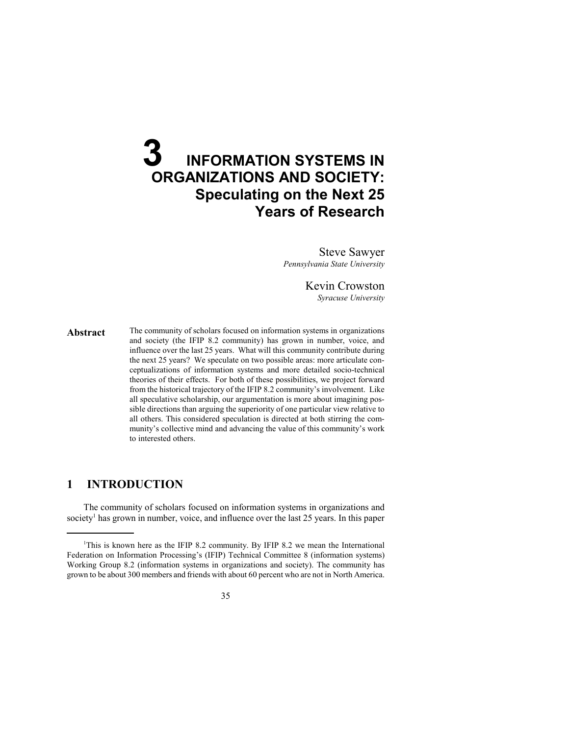# 3 INFORMATION SYSTEMS IN ORGANIZATIONS AND SOCIETY: Speculating on the Next 25 Years of Research

Steve Sawyer
*Pennsylvania State University*

Kevin Crowston
*Syracuse University*

**Abstract** The community of scholars focused on information systems in organizations and society (the IFIP 8.2 community) has grown in number, voice, and influence over the last 25 years. What will this community contribute during the next 25 years? We speculate on two possible areas: more articulate conceptualizations of information systems and more detailed socio-technical theories of their effects. For both of these possibilities, we project forward from the historical trajectory of the IFIP 8.2 community's involvement. Like all speculative scholarship, our argumentation is more about imagining possible directions than arguing the superiority of one particular view relative to all others. This considered speculation is directed at both stirring the community's collective mind and advancing the value of this community's work to interested others.

## 1 INTRODUCTION

The community of scholars focused on information systems in organizations and society[1] has grown in number, voice, and influence over the last 25 years. In this paper

[1] This is known here as the IFIP 8.2 community. By IFIP 8.2 we mean the International Federation on Information Processing's (IFIP) Technical Committee 8 (information systems) Working Group 8.2 (information systems in organizations and society). The community has grown to be about 300 members and friends with about 60 percent who are not in North America.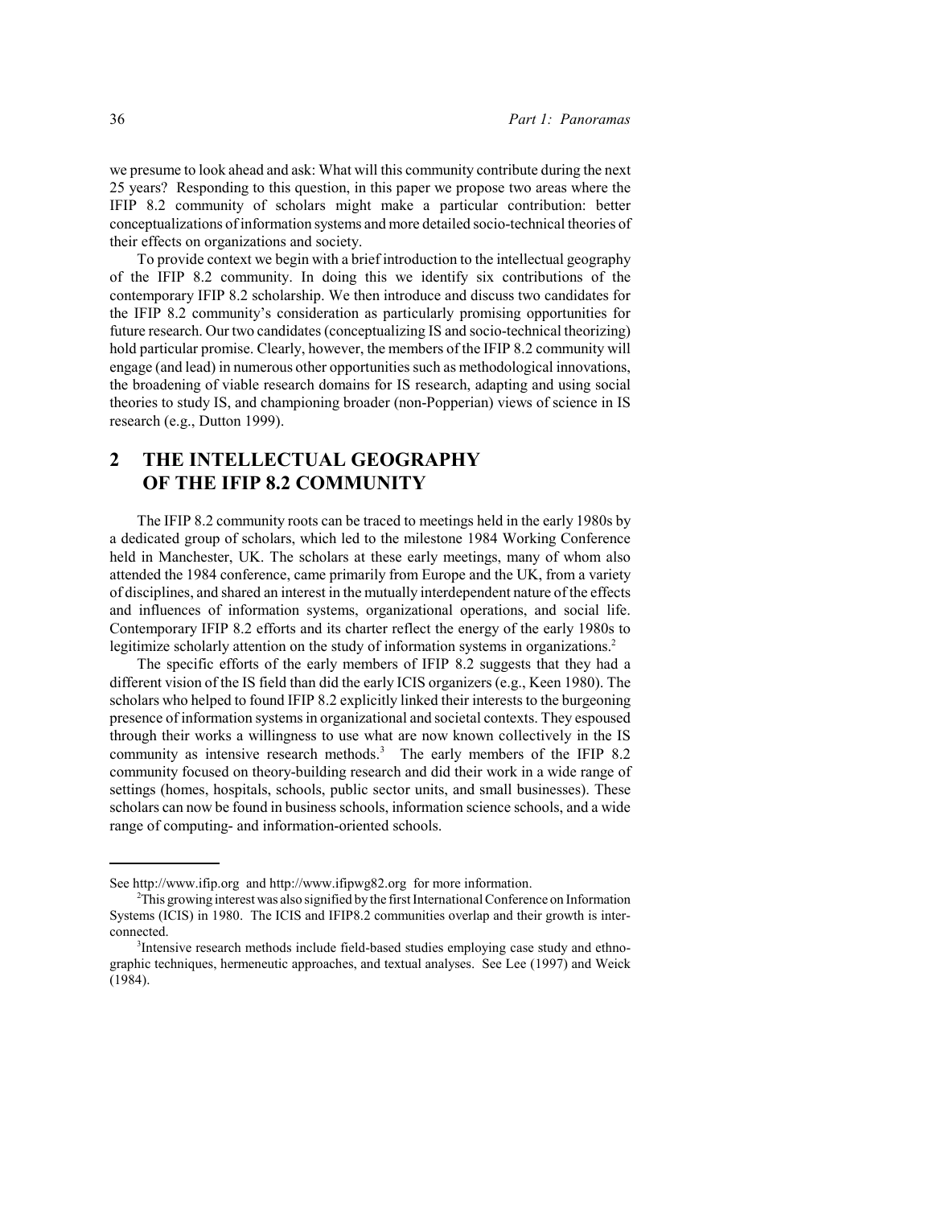we presume to look ahead and ask: What will this community contribute during the next 25 years? Responding to this question, in this paper we propose two areas where the IFIP 8.2 community of scholars might make a particular contribution: better conceptualizations of information systems and more detailed socio-technical theories of their effects on organizations and society.

To provide context we begin with a brief introduction to the intellectual geography of the IFIP 8.2 community. In doing this we identify six contributions of the contemporary IFIP 8.2 scholarship. We then introduce and discuss two candidates for the IFIP 8.2 community's consideration as particularly promising opportunities for future research. Our two candidates (conceptualizing IS and socio-technical theorizing) hold particular promise. Clearly, however, the members of the IFIP 8.2 community will engage (and lead) in numerous other opportunities such as methodological innovations, the broadening of viable research domains for IS research, adapting and using social theories to study IS, and championing broader (non-Popperian) views of science in IS research (e.g., Dutton 1999).

## 2 THE INTELLECTUAL GEOGRAPHY OF THE IFIP 8.2 COMMUNITY

The IFIP 8.2 community roots can be traced to meetings held in the early 1980s by a dedicated group of scholars, which led to the milestone 1984 Working Conference held in Manchester, UK. The scholars at these early meetings, many of whom also attended the 1984 conference, came primarily from Europe and the UK, from a variety of disciplines, and shared an interest in the mutually interdependent nature of the effects and influences of information systems, organizational operations, and social life. Contemporary IFIP 8.2 efforts and its charter reflect the energy of the early 1980s to legitimize scholarly attention on the study of information systems in organizations.[2]

The specific efforts of the early members of IFIP 8.2 suggests that they had a different vision of the IS field than did the early ICIS organizers (e.g., Keen 1980). The scholars who helped to found IFIP 8.2 explicitly linked their interests to the burgeoning presence of information systems in organizational and societal contexts. They espoused through their works a willingness to use what are now known collectively in the IS community as intensive research methods.[3] The early members of the IFIP 8.2 community focused on theory-building research and did their work in a wide range of settings (homes, hospitals, schools, public sector units, and small businesses). These scholars can now be found in business schools, information science schools, and a wide range of computing- and information-oriented schools.

---

See http://www.ifip.org and http://www.ifipwg82.org for more information.

[2]This growing interest was also signified by the first International Conference on Information Systems (ICIS) in 1980. The ICIS and IFIP8.2 communities overlap and their growth is interconnected.

[3]Intensive research methods include field-based studies employing case study and ethnographic techniques, hermeneutic approaches, and textual analyses. See Lee (1997) and Weick (1984).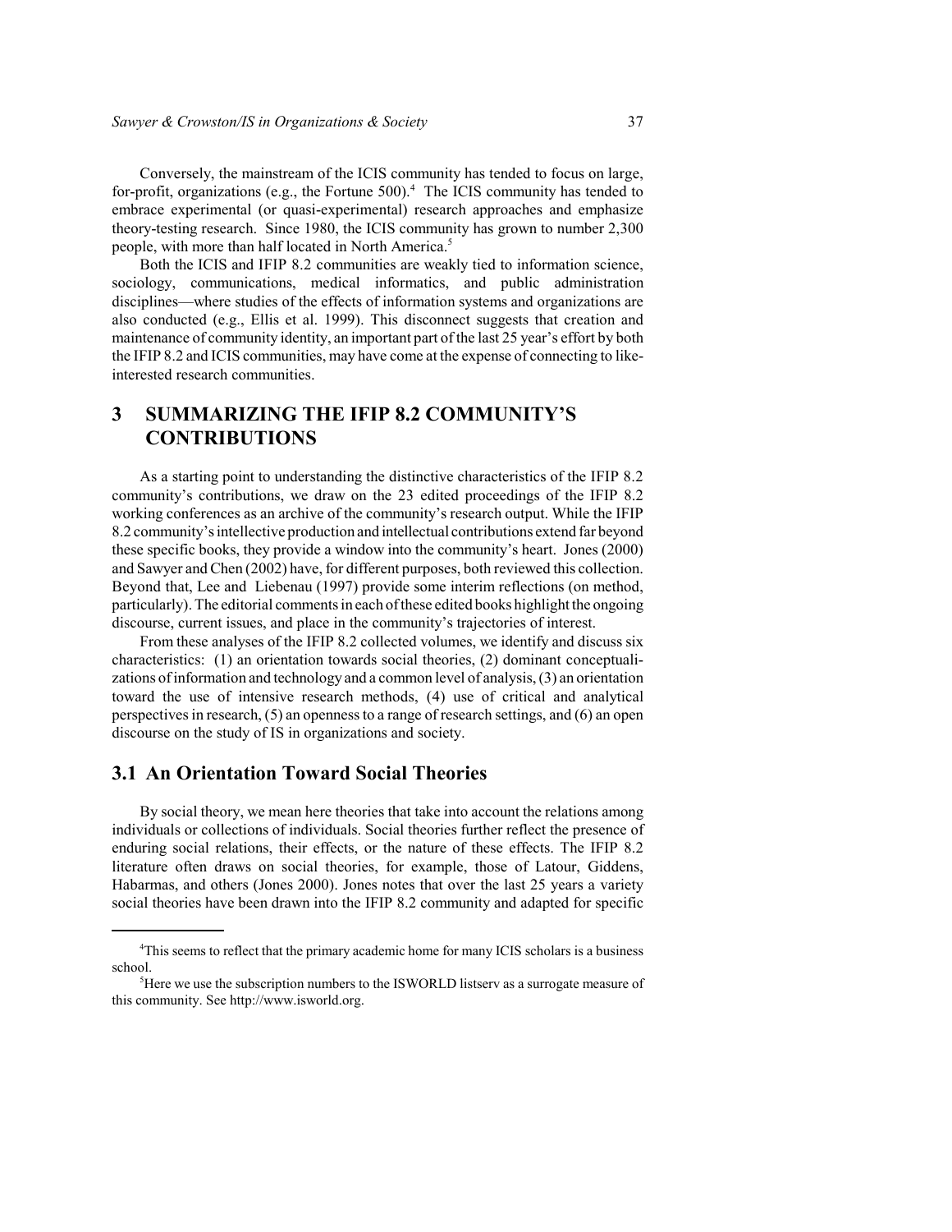Conversely, the mainstream of the ICIS community has tended to focus on large, for-profit, organizations (e.g., the Fortune 500).[4] The ICIS community has tended to embrace experimental (or quasi-experimental) research approaches and emphasize theory-testing research. Since 1980, the ICIS community has grown to number 2,300 people, with more than half located in North America.[5]

Both the ICIS and IFIP 8.2 communities are weakly tied to information science, sociology, communications, medical informatics, and public administration disciplines—where studies of the effects of information systems and organizations are also conducted (e.g., Ellis et al. 1999). This disconnect suggests that creation and maintenance of community identity, an important part of the last 25 year's effort by both the IFIP 8.2 and ICIS communities, may have come at the expense of connecting to like-interested research communities.

## 3 SUMMARIZING THE IFIP 8.2 COMMUNITY'S CONTRIBUTIONS

As a starting point to understanding the distinctive characteristics of the IFIP 8.2 community's contributions, we draw on the 23 edited proceedings of the IFIP 8.2 working conferences as an archive of the community's research output. While the IFIP 8.2 community's intellective production and intellectual contributions extend far beyond these specific books, they provide a window into the community's heart. Jones (2000) and Sawyer and Chen (2002) have, for different purposes, both reviewed this collection. Beyond that, Lee and Liebenau (1997) provide some interim reflections (on method, particularly). The editorial comments in each of these edited books highlight the ongoing discourse, current issues, and place in the community's trajectories of interest.

From these analyses of the IFIP 8.2 collected volumes, we identify and discuss six characteristics: (1) an orientation towards social theories, (2) dominant conceptualizations of information and technology and a common level of analysis, (3) an orientation toward the use of intensive research methods, (4) use of critical and analytical perspectives in research, (5) an openness to a range of research settings, and (6) an open discourse on the study of IS in organizations and society.

### 3.1 An Orientation Toward Social Theories

By social theory, we mean here theories that take into account the relations among individuals or collections of individuals. Social theories further reflect the presence of enduring social relations, their effects, or the nature of these effects. The IFIP 8.2 literature often draws on social theories, for example, those of Latour, Giddens, Habarmas, and others (Jones 2000). Jones notes that over the last 25 years a variety social theories have been drawn into the IFIP 8.2 community and adapted for specific

[4]This seems to reflect that the primary academic home for many ICIS scholars is a business school.

[5]Here we use the subscription numbers to the ISWORLD listserv as a surrogate measure of this community. See http://www.isworld.org.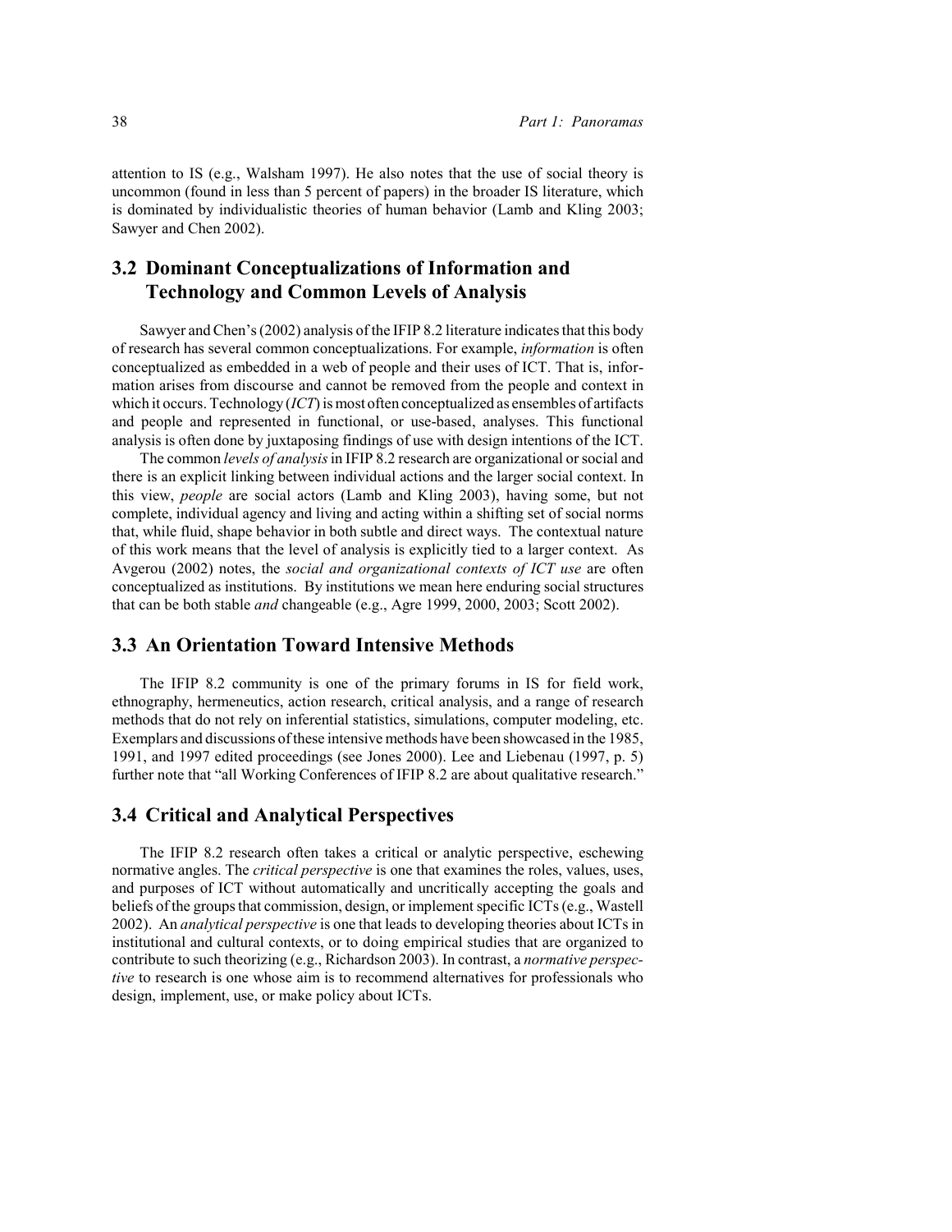attention to IS (e.g., Walsham 1997). He also notes that the use of social theory is uncommon (found in less than 5 percent of papers) in the broader IS literature, which is dominated by individualistic theories of human behavior (Lamb and Kling 2003; Sawyer and Chen 2002).

## 3.2 Dominant Conceptualizations of Information and Technology and Common Levels of Analysis

Sawyer and Chen's (2002) analysis of the IFIP 8.2 literature indicates that this body of research has several common conceptualizations. For example, *information* is often conceptualized as embedded in a web of people and their uses of ICT. That is, information arises from discourse and cannot be removed from the people and context in which it occurs. Technology (*ICT*) is most often conceptualized as ensembles of artifacts and people and represented in functional, or use-based, analyses. This functional analysis is often done by juxtaposing findings of use with design intentions of the ICT.

The common *levels of analysis* in IFIP 8.2 research are organizational or social and there is an explicit linking between individual actions and the larger social context. In this view, *people* are social actors (Lamb and Kling 2003), having some, but not complete, individual agency and living and acting within a shifting set of social norms that, while fluid, shape behavior in both subtle and direct ways. The contextual nature of this work means that the level of analysis is explicitly tied to a larger context. As Avgerou (2002) notes, the *social and organizational contexts of ICT use* are often conceptualized as institutions. By institutions we mean here enduring social structures that can be both stable *and* changeable (e.g., Agre 1999, 2000, 2003; Scott 2002).

## 3.3 An Orientation Toward Intensive Methods

The IFIP 8.2 community is one of the primary forums in IS for field work, ethnography, hermeneutics, action research, critical analysis, and a range of research methods that do not rely on inferential statistics, simulations, computer modeling, etc. Exemplars and discussions of these intensive methods have been showcased in the 1985, 1991, and 1997 edited proceedings (see Jones 2000). Lee and Liebenau (1997, p. 5) further note that "all Working Conferences of IFIP 8.2 are about qualitative research."

## 3.4 Critical and Analytical Perspectives

The IFIP 8.2 research often takes a critical or analytic perspective, eschewing normative angles. The *critical perspective* is one that examines the roles, values, uses, and purposes of ICT without automatically and uncritically accepting the goals and beliefs of the groups that commission, design, or implement specific ICTs (e.g., Wastell 2002). An *analytical perspective* is one that leads to developing theories about ICTs in institutional and cultural contexts, or to doing empirical studies that are organized to contribute to such theorizing (e.g., Richardson 2003). In contrast, a *normative perspective* to research is one whose aim is to recommend alternatives for professionals who design, implement, use, or make policy about ICTs.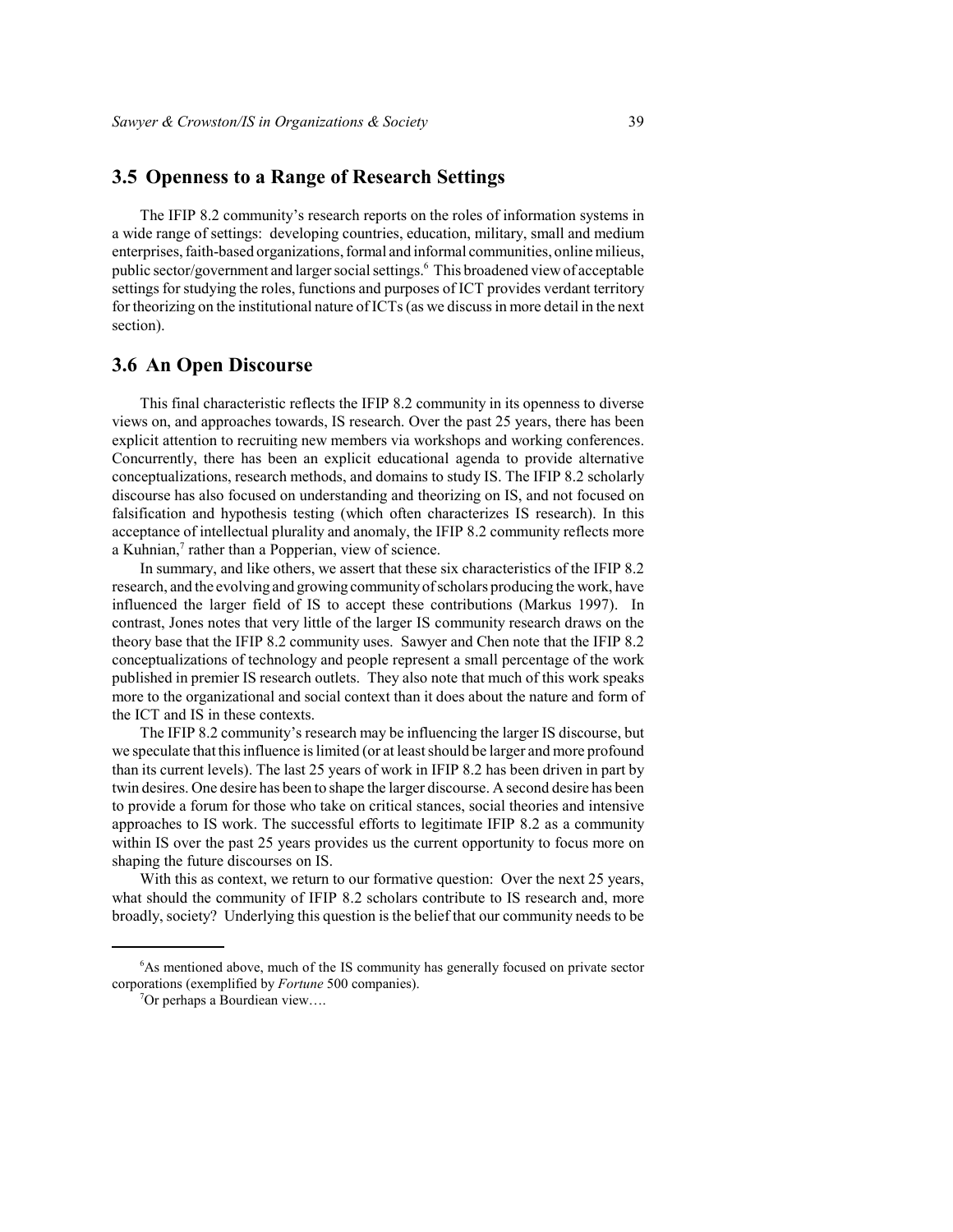## 3.5 Openness to a Range of Research Settings

The IFIP 8.2 community's research reports on the roles of information systems in a wide range of settings: developing countries, education, military, small and medium enterprises, faith-based organizations, formal and informal communities, online milieus, public sector/government and larger social settings.[6] This broadened view of acceptable settings for studying the roles, functions and purposes of ICT provides verdant territory for theorizing on the institutional nature of ICTs (as we discuss in more detail in the next section).

## 3.6 An Open Discourse

This final characteristic reflects the IFIP 8.2 community in its openness to diverse views on, and approaches towards, IS research. Over the past 25 years, there has been explicit attention to recruiting new members via workshops and working conferences. Concurrently, there has been an explicit educational agenda to provide alternative conceptualizations, research methods, and domains to study IS. The IFIP 8.2 scholarly discourse has also focused on understanding and theorizing on IS, and not focused on falsification and hypothesis testing (which often characterizes IS research). In this acceptance of intellectual plurality and anomaly, the IFIP 8.2 community reflects more a Kuhnian,[7] rather than a Popperian, view of science.

In summary, and like others, we assert that these six characteristics of the IFIP 8.2 research, and the evolving and growing community of scholars producing the work, have influenced the larger field of IS to accept these contributions (Markus 1997). In contrast, Jones notes that very little of the larger IS community research draws on the theory base that the IFIP 8.2 community uses. Sawyer and Chen note that the IFIP 8.2 conceptualizations of technology and people represent a small percentage of the work published in premier IS research outlets. They also note that much of this work speaks more to the organizational and social context than it does about the nature and form of the ICT and IS in these contexts.

The IFIP 8.2 community's research may be influencing the larger IS discourse, but we speculate that this influence is limited (or at least should be larger and more profound than its current levels). The last 25 years of work in IFIP 8.2 has been driven in part by twin desires. One desire has been to shape the larger discourse. A second desire has been to provide a forum for those who take on critical stances, social theories and intensive approaches to IS work. The successful efforts to legitimate IFIP 8.2 as a community within IS over the past 25 years provides us the current opportunity to focus more on shaping the future discourses on IS.

With this as context, we return to our formative question: Over the next 25 years, what should the community of IFIP 8.2 scholars contribute to IS research and, more broadly, society? Underlying this question is the belief that our community needs to be

---

[6] As mentioned above, much of the IS community has generally focused on private sector corporations (exemplified by *Fortune* 500 companies).

[7] Or perhaps a Bourdiean view….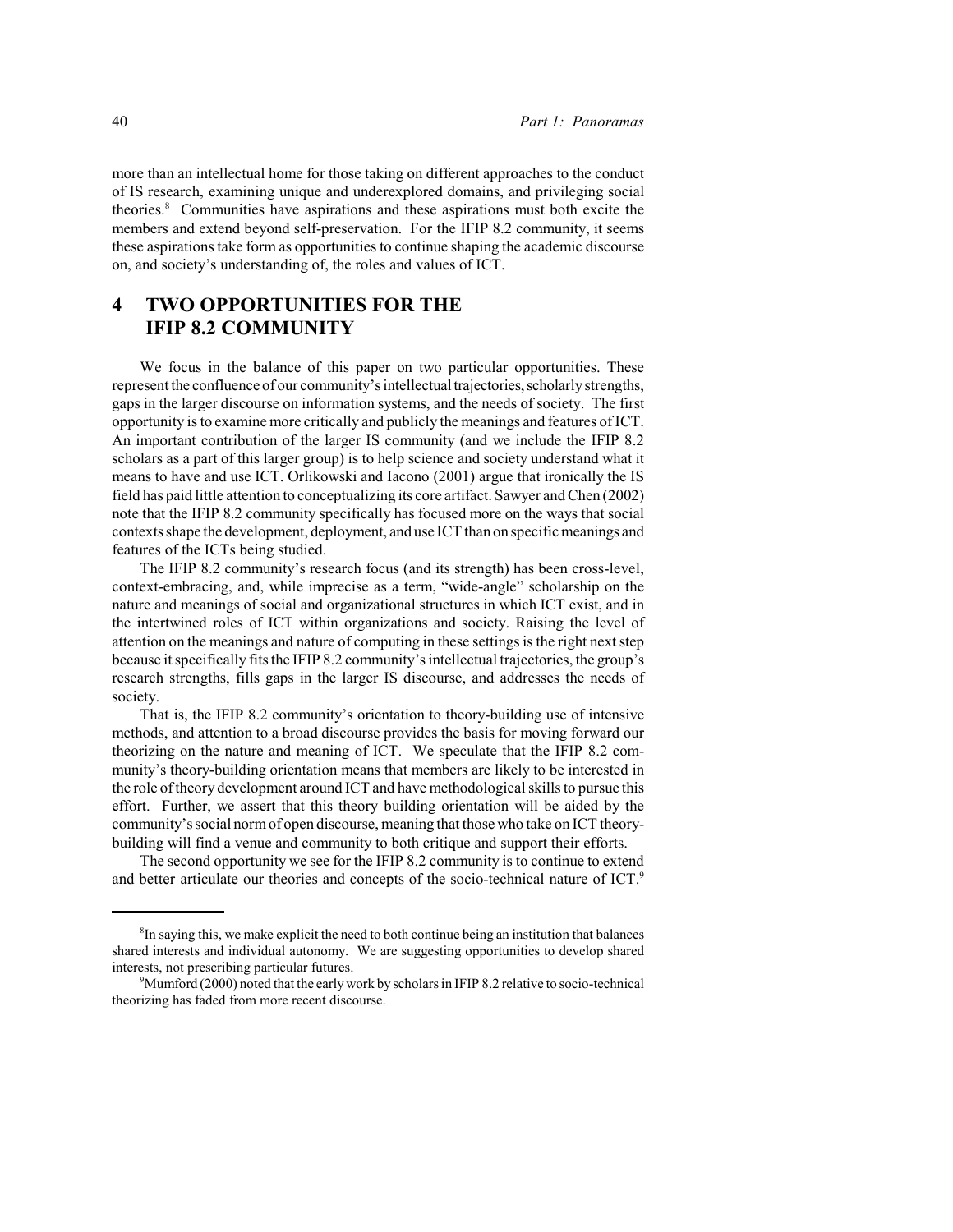more than an intellectual home for those taking on different approaches to the conduct of IS research, examining unique and underexplored domains, and privileging social theories.[8] Communities have aspirations and these aspirations must both excite the members and extend beyond self-preservation. For the IFIP 8.2 community, it seems these aspirations take form as opportunities to continue shaping the academic discourse on, and society's understanding of, the roles and values of ICT.

# 4 TWO OPPORTUNITIES FOR THE IFIP 8.2 COMMUNITY

We focus in the balance of this paper on two particular opportunities. These represent the confluence of our community's intellectual trajectories, scholarly strengths, gaps in the larger discourse on information systems, and the needs of society. The first opportunity is to examine more critically and publicly the meanings and features of ICT. An important contribution of the larger IS community (and we include the IFIP 8.2 scholars as a part of this larger group) is to help science and society understand what it means to have and use ICT. Orlikowski and Iacono (2001) argue that ironically the IS field has paid little attention to conceptualizing its core artifact. Sawyer and Chen (2002) note that the IFIP 8.2 community specifically has focused more on the ways that social contexts shape the development, deployment, and use ICT than on specific meanings and features of the ICTs being studied.

The IFIP 8.2 community's research focus (and its strength) has been cross-level, context-embracing, and, while imprecise as a term, "wide-angle" scholarship on the nature and meanings of social and organizational structures in which ICT exist, and in the intertwined roles of ICT within organizations and society. Raising the level of attention on the meanings and nature of computing in these settings is the right next step because it specifically fits the IFIP 8.2 community's intellectual trajectories, the group's research strengths, fills gaps in the larger IS discourse, and addresses the needs of society.

That is, the IFIP 8.2 community's orientation to theory-building use of intensive methods, and attention to a broad discourse provides the basis for moving forward our theorizing on the nature and meaning of ICT. We speculate that the IFIP 8.2 community's theory-building orientation means that members are likely to be interested in the role of theory development around ICT and have methodological skills to pursue this effort. Further, we assert that this theory building orientation will be aided by the community's social norm of open discourse, meaning that those who take on ICT theory-building will find a venue and community to both critique and support their efforts.

The second opportunity we see for the IFIP 8.2 community is to continue to extend and better articulate our theories and concepts of the socio-technical nature of ICT.[9]

---

[8] In saying this, we make explicit the need to both continue being an institution that balances shared interests and individual autonomy. We are suggesting opportunities to develop shared interests, not prescribing particular futures.

[9] Mumford (2000) noted that the early work by scholars in IFIP 8.2 relative to socio-technical theorizing has faded from more recent discourse.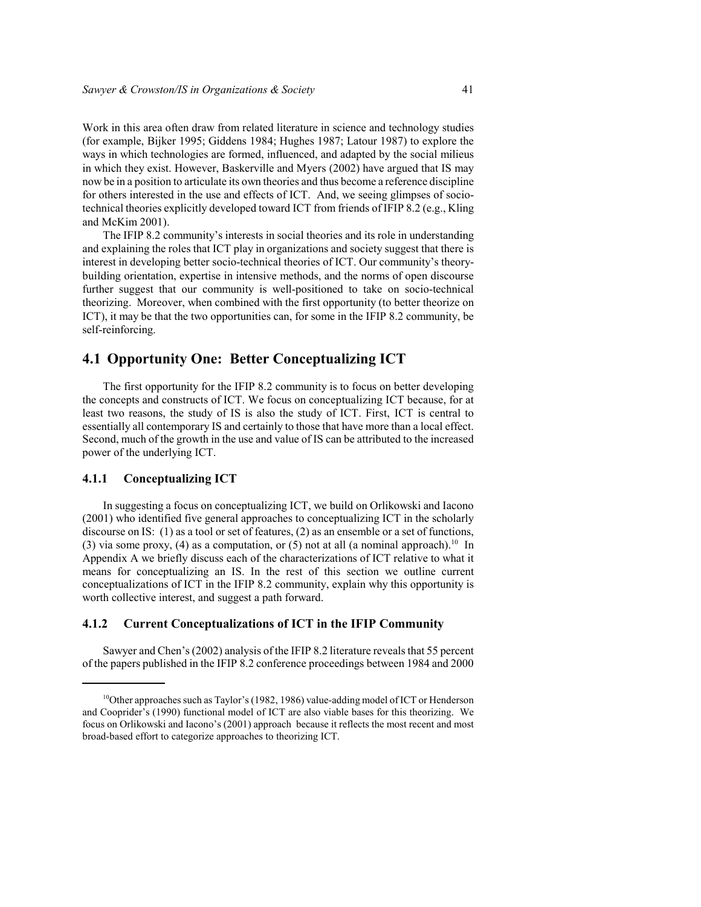Work in this area often draw from related literature in science and technology studies (for example, Bijker 1995; Giddens 1984; Hughes 1987; Latour 1987) to explore the ways in which technologies are formed, influenced, and adapted by the social milieus in which they exist. However, Baskerville and Myers (2002) have argued that IS may now be in a position to articulate its own theories and thus become a reference discipline for others interested in the use and effects of ICT. And, we seeing glimpses of socio-technical theories explicitly developed toward ICT from friends of IFIP 8.2 (e.g., Kling and McKim 2001).

The IFIP 8.2 community's interests in social theories and its role in understanding and explaining the roles that ICT play in organizations and society suggest that there is interest in developing better socio-technical theories of ICT. Our community's theory-building orientation, expertise in intensive methods, and the norms of open discourse further suggest that our community is well-positioned to take on socio-technical theorizing. Moreover, when combined with the first opportunity (to better theorize on ICT), it may be that the two opportunities can, for some in the IFIP 8.2 community, be self-reinforcing.

## 4.1 Opportunity One: Better Conceptualizing ICT

The first opportunity for the IFIP 8.2 community is to focus on better developing the concepts and constructs of ICT. We focus on conceptualizing ICT because, for at least two reasons, the study of IS is also the study of ICT. First, ICT is central to essentially all contemporary IS and certainly to those that have more than a local effect. Second, much of the growth in the use and value of IS can be attributed to the increased power of the underlying ICT.

### 4.1.1 Conceptualizing ICT

In suggesting a focus on conceptualizing ICT, we build on Orlikowski and Iacono (2001) who identified five general approaches to conceptualizing ICT in the scholarly discourse on IS: (1) as a tool or set of features, (2) as an ensemble or a set of functions, (3) via some proxy, (4) as a computation, or (5) not at all (a nominal approach).[10] In Appendix A we briefly discuss each of the characterizations of ICT relative to what it means for conceptualizing an IS. In the rest of this section we outline current conceptualizations of ICT in the IFIP 8.2 community, explain why this opportunity is worth collective interest, and suggest a path forward.

### 4.1.2 Current Conceptualizations of ICT in the IFIP Community

Sawyer and Chen's (2002) analysis of the IFIP 8.2 literature reveals that 55 percent of the papers published in the IFIP 8.2 conference proceedings between 1984 and 2000

---

[10] Other approaches such as Taylor's (1982, 1986) value-adding model of ICT or Henderson and Cooprider's (1990) functional model of ICT are also viable bases for this theorizing. We focus on Orlikowski and Iacono's (2001) approach because it reflects the most recent and most broad-based effort to categorize approaches to theorizing ICT.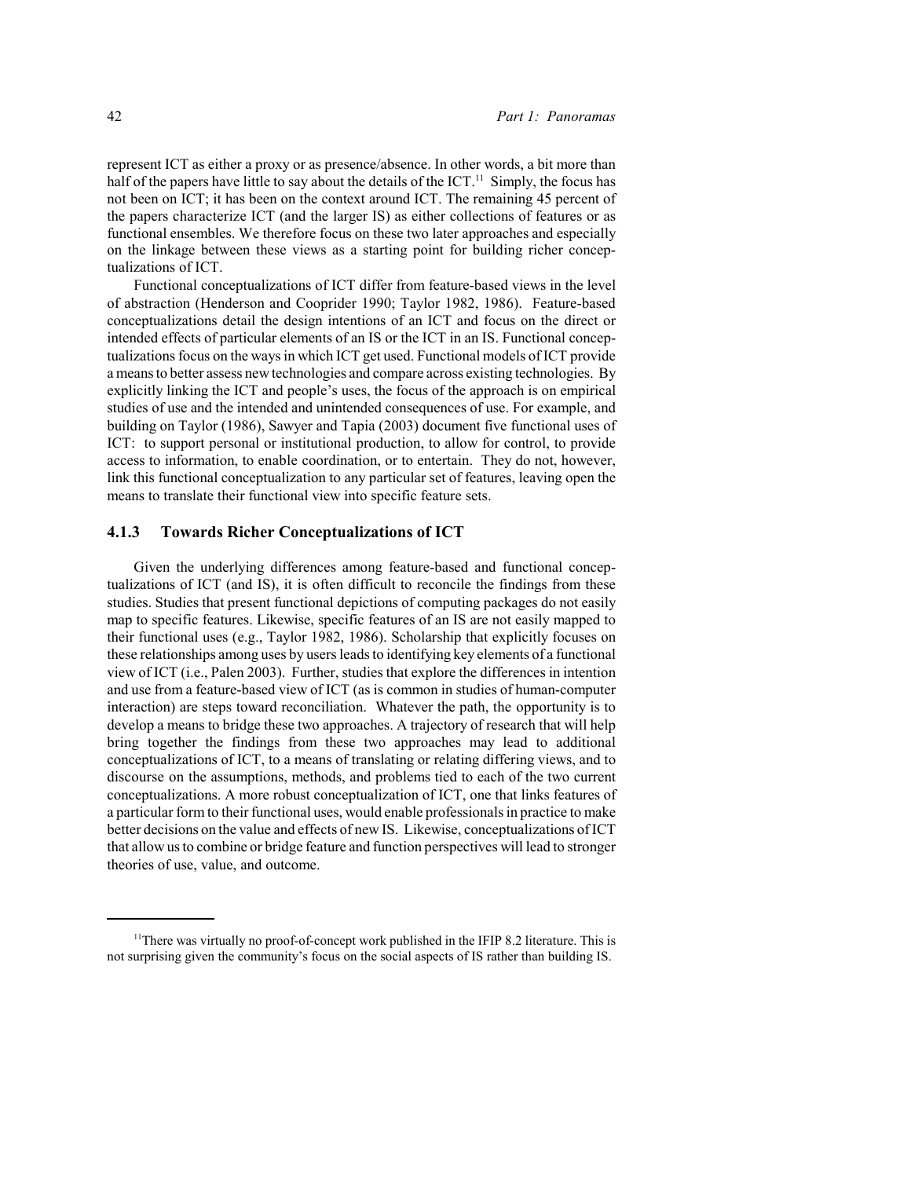represent ICT as either a proxy or as presence/absence. In other words, a bit more than half of the papers have little to say about the details of the ICT.[11] Simply, the focus has not been on ICT; it has been on the context around ICT. The remaining 45 percent of the papers characterize ICT (and the larger IS) as either collections of features or as functional ensembles. We therefore focus on these two later approaches and especially on the linkage between these views as a starting point for building richer conceptualizations of ICT.

Functional conceptualizations of ICT differ from feature-based views in the level of abstraction (Henderson and Cooprider 1990; Taylor 1982, 1986). Feature-based conceptualizations detail the design intentions of an ICT and focus on the direct or intended effects of particular elements of an IS or the ICT in an IS. Functional conceptualizations focus on the ways in which ICT get used. Functional models of ICT provide a means to better assess new technologies and compare across existing technologies. By explicitly linking the ICT and people's uses, the focus of the approach is on empirical studies of use and the intended and unintended consequences of use. For example, and building on Taylor (1986), Sawyer and Tapia (2003) document five functional uses of ICT: to support personal or institutional production, to allow for control, to provide access to information, to enable coordination, or to entertain. They do not, however, link this functional conceptualization to any particular set of features, leaving open the means to translate their functional view into specific feature sets.

### 4.1.3 Towards Richer Conceptualizations of ICT

Given the underlying differences among feature-based and functional conceptualizations of ICT (and IS), it is often difficult to reconcile the findings from these studies. Studies that present functional depictions of computing packages do not easily map to specific features. Likewise, specific features of an IS are not easily mapped to their functional uses (e.g., Taylor 1982, 1986). Scholarship that explicitly focuses on these relationships among uses by users leads to identifying key elements of a functional view of ICT (i.e., Palen 2003). Further, studies that explore the differences in intention and use from a feature-based view of ICT (as is common in studies of human-computer interaction) are steps toward reconciliation. Whatever the path, the opportunity is to develop a means to bridge these two approaches. A trajectory of research that will help bring together the findings from these two approaches may lead to additional conceptualizations of ICT, to a means of translating or relating differing views, and to discourse on the assumptions, methods, and problems tied to each of the two current conceptualizations. A more robust conceptualization of ICT, one that links features of a particular form to their functional uses, would enable professionals in practice to make better decisions on the value and effects of new IS. Likewise, conceptualizations of ICT that allow us to combine or bridge feature and function perspectives will lead to stronger theories of use, value, and outcome.

---

[11] There was virtually no proof-of-concept work published in the IFIP 8.2 literature. This is not surprising given the community's focus on the social aspects of IS rather than building IS.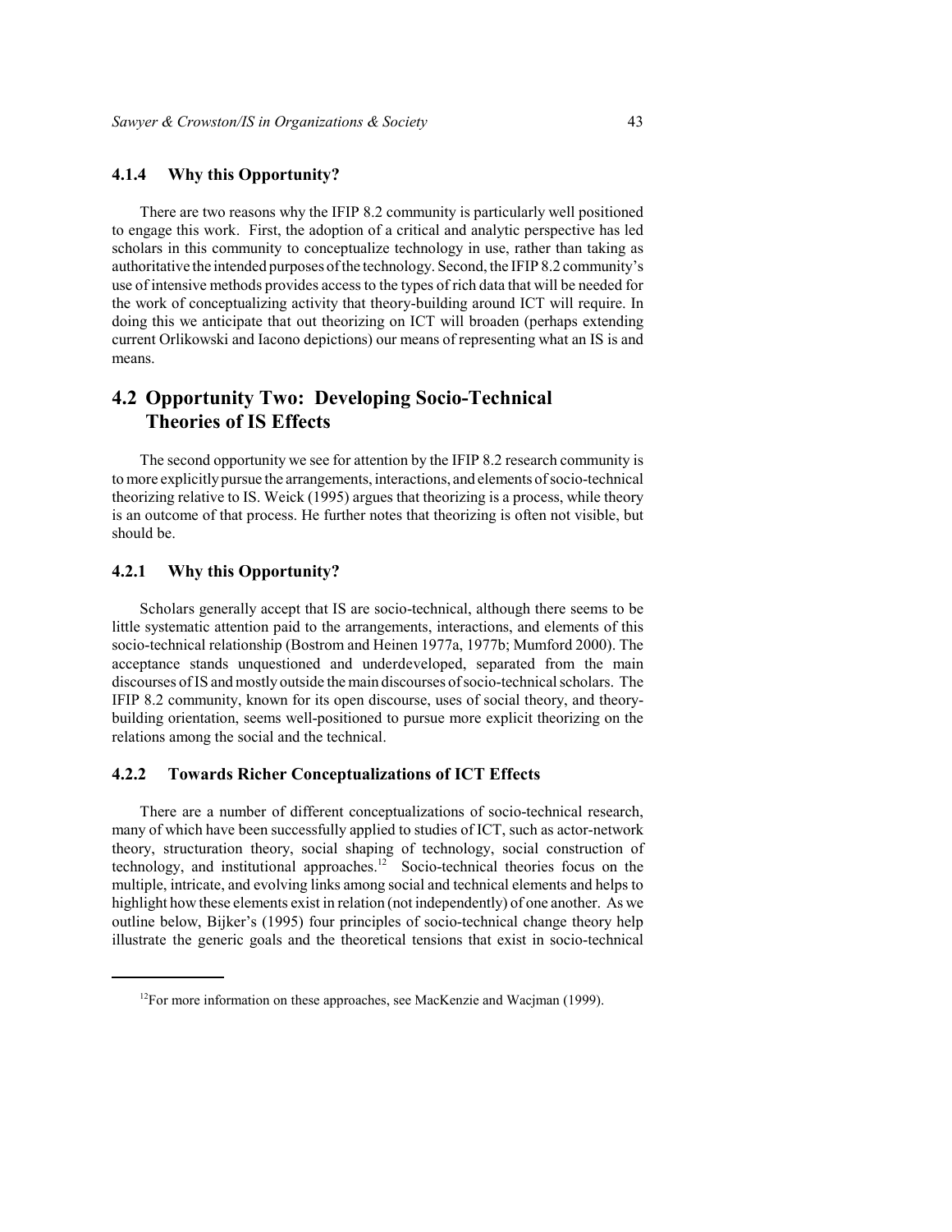### 4.1.4 Why this Opportunity?

There are two reasons why the IFIP 8.2 community is particularly well positioned to engage this work. First, the adoption of a critical and analytic perspective has led scholars in this community to conceptualize technology in use, rather than taking as authoritative the intended purposes of the technology. Second, the IFIP 8.2 community's use of intensive methods provides access to the types of rich data that will be needed for the work of conceptualizing activity that theory-building around ICT will require. In doing this we anticipate that out theorizing on ICT will broaden (perhaps extending current Orlikowski and Iacono depictions) our means of representing what an IS is and means.

## 4.2 Opportunity Two: Developing Socio-Technical Theories of IS Effects

The second opportunity we see for attention by the IFIP 8.2 research community is to more explicitly pursue the arrangements, interactions, and elements of socio-technical theorizing relative to IS. Weick (1995) argues that theorizing is a process, while theory is an outcome of that process. He further notes that theorizing is often not visible, but should be.

### 4.2.1 Why this Opportunity?

Scholars generally accept that IS are socio-technical, although there seems to be little systematic attention paid to the arrangements, interactions, and elements of this socio-technical relationship (Bostrom and Heinen 1977a, 1977b; Mumford 2000). The acceptance stands unquestioned and underdeveloped, separated from the main discourses of IS and mostly outside the main discourses of socio-technical scholars. The IFIP 8.2 community, known for its open discourse, uses of social theory, and theory-building orientation, seems well-positioned to pursue more explicit theorizing on the relations among the social and the technical.

### 4.2.2 Towards Richer Conceptualizations of ICT Effects

There are a number of different conceptualizations of socio-technical research, many of which have been successfully applied to studies of ICT, such as actor-network theory, structuration theory, social shaping of technology, social construction of technology, and institutional approaches.[12] Socio-technical theories focus on the multiple, intricate, and evolving links among social and technical elements and helps to highlight how these elements exist in relation (not independently) of one another. As we outline below, Bijker's (1995) four principles of socio-technical change theory help illustrate the generic goals and the theoretical tensions that exist in socio-technical

[12] For more information on these approaches, see MacKenzie and Wacjman (1999).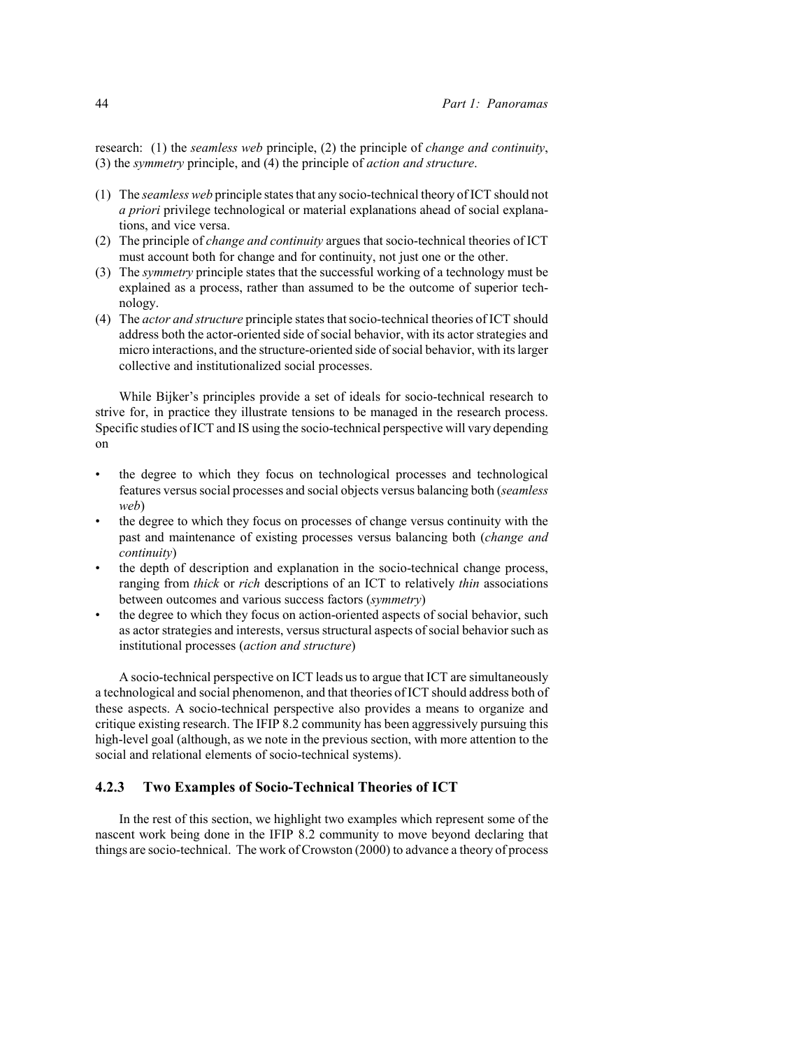research: (1) the *seamless web* principle, (2) the principle of *change and continuity*, (3) the *symmetry* principle, and (4) the principle of *action and structure*.

1. The *seamless web* principle states that any socio-technical theory of ICT should not *a priori* privilege technological or material explanations ahead of social explanations, and vice versa.
2. The principle of *change and continuity* argues that socio-technical theories of ICT must account both for change and for continuity, not just one or the other.
3. The *symmetry* principle states that the successful working of a technology must be explained as a process, rather than assumed to be the outcome of superior technology.
4. The *actor and structure* principle states that socio-technical theories of ICT should address both the actor-oriented side of social behavior, with its actor strategies and micro interactions, and the structure-oriented side of social behavior, with its larger collective and institutionalized social processes.

While Bijker's principles provide a set of ideals for socio-technical research to strive for, in practice they illustrate tensions to be managed in the research process. Specific studies of ICT and IS using the socio-technical perspective will vary depending on

- the degree to which they focus on technological processes and technological features versus social processes and social objects versus balancing both (*seamless web*)
- the degree to which they focus on processes of change versus continuity with the past and maintenance of existing processes versus balancing both (*change and continuity*)
- the depth of description and explanation in the socio-technical change process, ranging from *thick* or *rich* descriptions of an ICT to relatively *thin* associations between outcomes and various success factors (*symmetry*)
- the degree to which they focus on action-oriented aspects of social behavior, such as actor strategies and interests, versus structural aspects of social behavior such as institutional processes (*action and structure*)

A socio-technical perspective on ICT leads us to argue that ICT are simultaneously a technological and social phenomenon, and that theories of ICT should address both of these aspects. A socio-technical perspective also provides a means to organize and critique existing research. The IFIP 8.2 community has been aggressively pursuing this high-level goal (although, as we note in the previous section, with more attention to the social and relational elements of socio-technical systems).

### 4.2.3 Two Examples of Socio-Technical Theories of ICT

In the rest of this section, we highlight two examples which represent some of the nascent work being done in the IFIP 8.2 community to move beyond declaring that things are socio-technical. The work of Crowston (2000) to advance a theory of process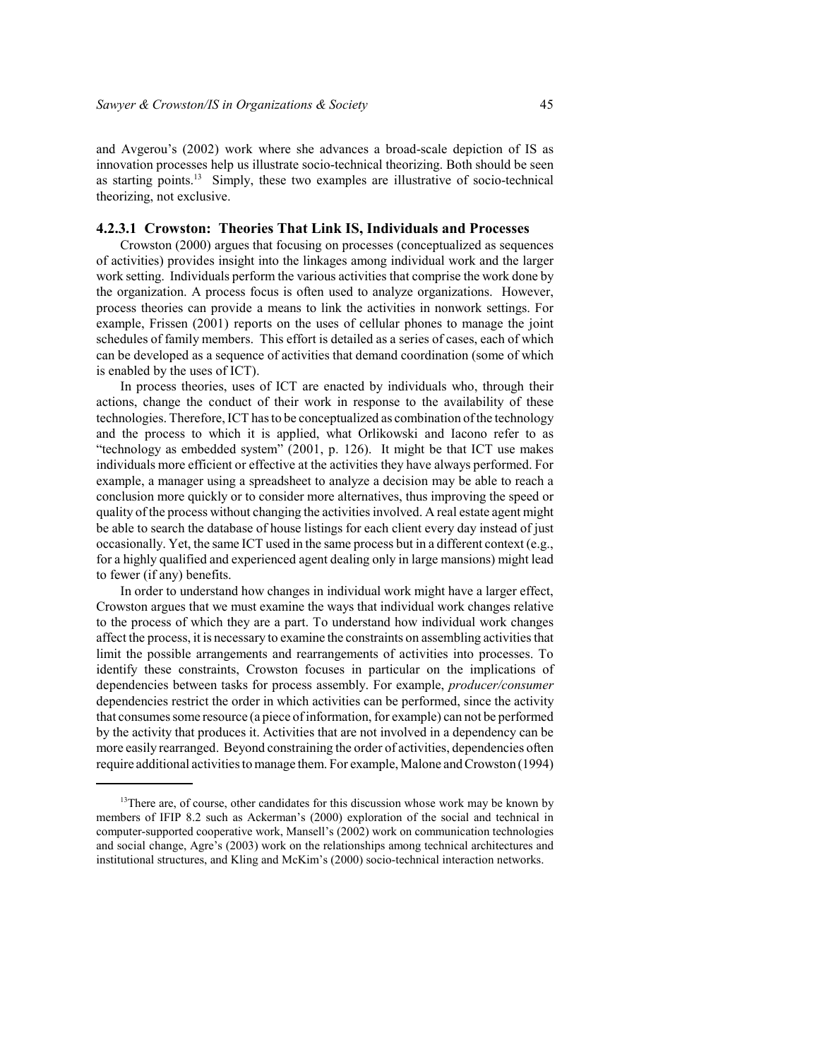and Avgerou's (2002) work where she advances a broad-scale depiction of IS as innovation processes help us illustrate socio-technical theorizing. Both should be seen as starting points.[13] Simply, these two examples are illustrative of socio-technical theorizing, not exclusive.

#### 4.2.3.1 Crowston: Theories That Link IS, Individuals and Processes

Crowston (2000) argues that focusing on processes (conceptualized as sequences of activities) provides insight into the linkages among individual work and the larger work setting. Individuals perform the various activities that comprise the work done by the organization. A process focus is often used to analyze organizations. However, process theories can provide a means to link the activities in nonwork settings. For example, Frissen (2001) reports on the uses of cellular phones to manage the joint schedules of family members. This effort is detailed as a series of cases, each of which can be developed as a sequence of activities that demand coordination (some of which is enabled by the uses of ICT).

In process theories, uses of ICT are enacted by individuals who, through their actions, change the conduct of their work in response to the availability of these technologies. Therefore, ICT has to be conceptualized as combination of the technology and the process to which it is applied, what Orlikowski and Iacono refer to as "technology as embedded system" (2001, p. 126). It might be that ICT use makes individuals more efficient or effective at the activities they have always performed. For example, a manager using a spreadsheet to analyze a decision may be able to reach a conclusion more quickly or to consider more alternatives, thus improving the speed or quality of the process without changing the activities involved. A real estate agent might be able to search the database of house listings for each client every day instead of just occasionally. Yet, the same ICT used in the same process but in a different context (e.g., for a highly qualified and experienced agent dealing only in large mansions) might lead to fewer (if any) benefits.

In order to understand how changes in individual work might have a larger effect, Crowston argues that we must examine the ways that individual work changes relative to the process of which they are a part. To understand how individual work changes affect the process, it is necessary to examine the constraints on assembling activities that limit the possible arrangements and rearrangements of activities into processes. To identify these constraints, Crowston focuses in particular on the implications of dependencies between tasks for process assembly. For example, *producer/consumer* dependencies restrict the order in which activities can be performed, since the activity that consumes some resource (a piece of information, for example) can not be performed by the activity that produces it. Activities that are not involved in a dependency can be more easily rearranged. Beyond constraining the order of activities, dependencies often require additional activities to manage them. For example, Malone and Crowston (1994)

[13] There are, of course, other candidates for this discussion whose work may be known by members of IFIP 8.2 such as Ackerman's (2000) exploration of the social and technical in computer-supported cooperative work, Mansell's (2002) work on communication technologies and social change, Agre's (2003) work on the relationships among technical architectures and institutional structures, and Kling and McKim's (2000) socio-technical interaction networks.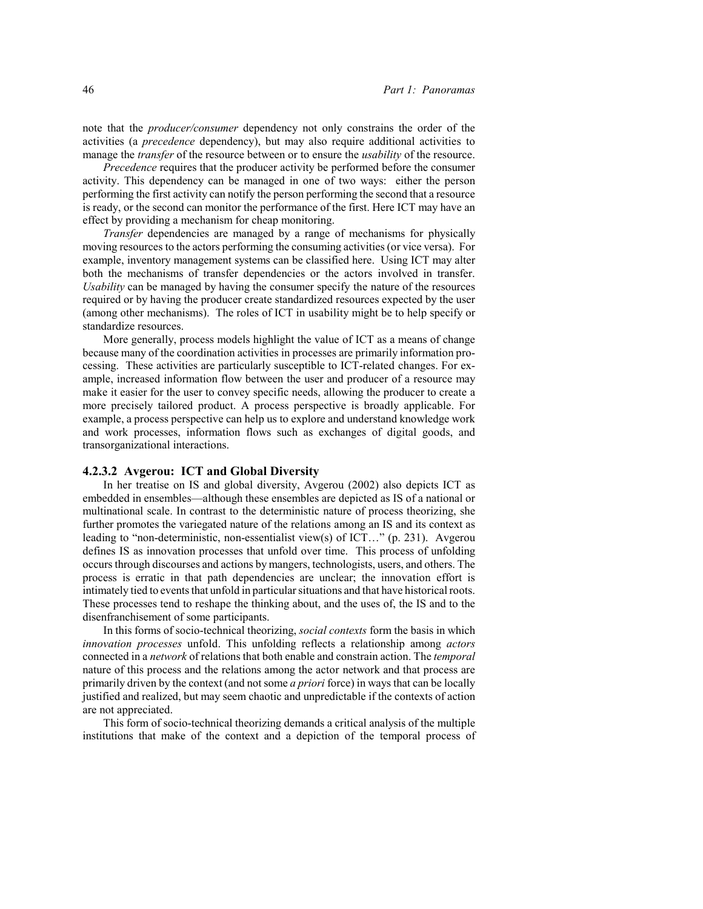note that the *producer/consumer* dependency not only constrains the order of the activities (a *precedence* dependency), but may also require additional activities to manage the *transfer* of the resource between or to ensure the *usability* of the resource.

*Precedence* requires that the producer activity be performed before the consumer activity. This dependency can be managed in one of two ways: either the person performing the first activity can notify the person performing the second that a resource is ready, or the second can monitor the performance of the first. Here ICT may have an effect by providing a mechanism for cheap monitoring.

*Transfer* dependencies are managed by a range of mechanisms for physically moving resources to the actors performing the consuming activities (or vice versa). For example, inventory management systems can be classified here. Using ICT may alter both the mechanisms of transfer dependencies or the actors involved in transfer. *Usability* can be managed by having the consumer specify the nature of the resources required or by having the producer create standardized resources expected by the user (among other mechanisms). The roles of ICT in usability might be to help specify or standardize resources.

More generally, process models highlight the value of ICT as a means of change because many of the coordination activities in processes are primarily information processing. These activities are particularly susceptible to ICT-related changes. For example, increased information flow between the user and producer of a resource may make it easier for the user to convey specific needs, allowing the producer to create a more precisely tailored product. A process perspective is broadly applicable. For example, a process perspective can help us to explore and understand knowledge work and work processes, information flows such as exchanges of digital goods, and transorganizational interactions.

#### 4.2.3.2 Avgerou: ICT and Global Diversity

In her treatise on IS and global diversity, Avgerou (2002) also depicts ICT as embedded in ensembles—although these ensembles are depicted as IS of a national or multinational scale. In contrast to the deterministic nature of process theorizing, she further promotes the variegated nature of the relations among an IS and its context as leading to "non-deterministic, non-essentialist view(s) of ICT…" (p. 231). Avgerou defines IS as innovation processes that unfold over time. This process of unfolding occurs through discourses and actions by mangers, technologists, users, and others. The process is erratic in that path dependencies are unclear; the innovation effort is intimately tied to events that unfold in particular situations and that have historical roots. These processes tend to reshape the thinking about, and the uses of, the IS and to the disenfranchisement of some participants.

In this forms of socio-technical theorizing, *social contexts* form the basis in which *innovation processes* unfold. This unfolding reflects a relationship among *actors* connected in a *network* of relations that both enable and constrain action. The *temporal* nature of this process and the relations among the actor network and that process are primarily driven by the context (and not some *a priori* force) in ways that can be locally justified and realized, but may seem chaotic and unpredictable if the contexts of action are not appreciated.

This form of socio-technical theorizing demands a critical analysis of the multiple institutions that make of the context and a depiction of the temporal process of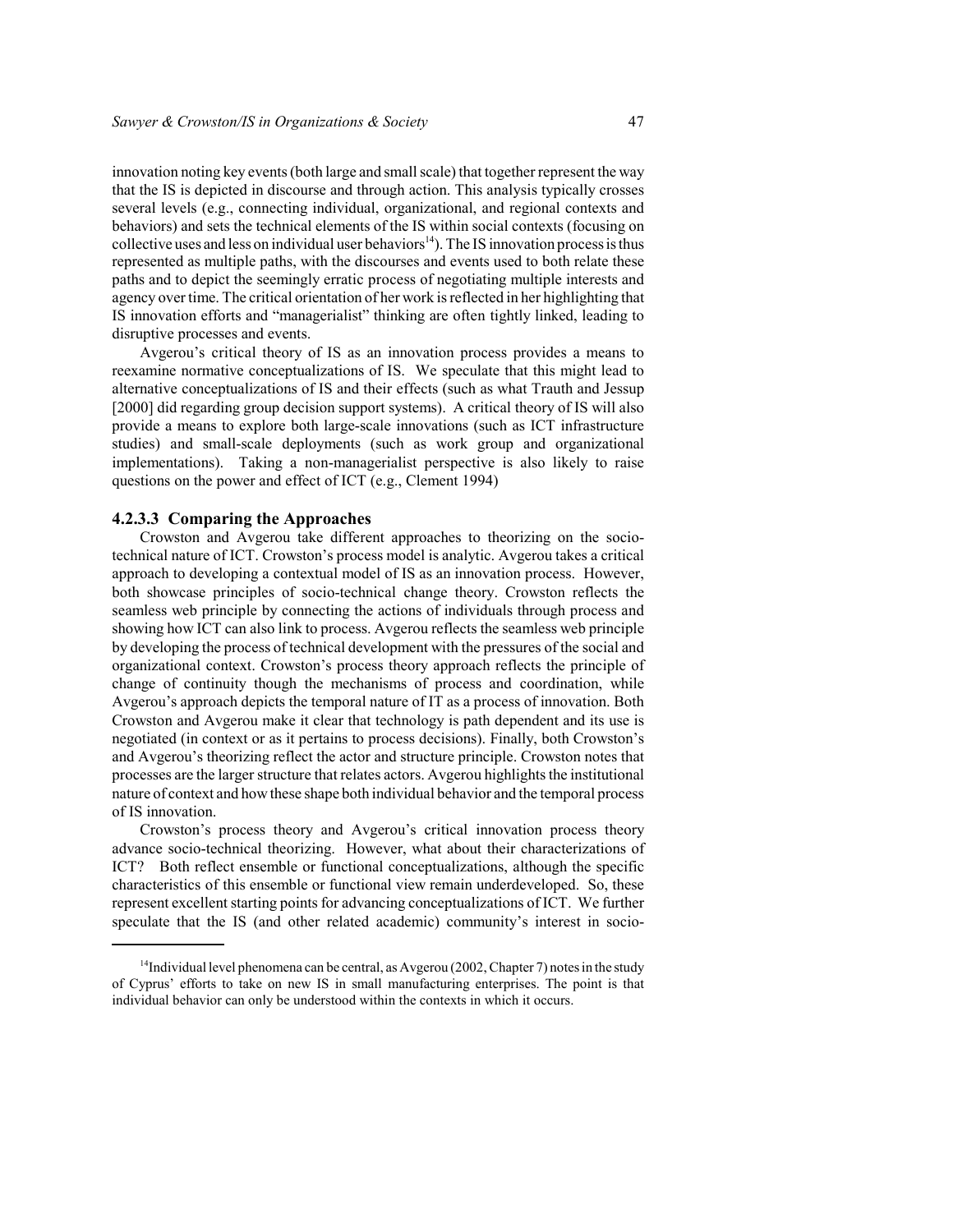innovation noting key events (both large and small scale) that together represent the way that the IS is depicted in discourse and through action. This analysis typically crosses several levels (e.g., connecting individual, organizational, and regional contexts and behaviors) and sets the technical elements of the IS within social contexts (focusing on collective uses and less on individual user behaviors[14]). The IS innovation process is thus represented as multiple paths, with the discourses and events used to both relate these paths and to depict the seemingly erratic process of negotiating multiple interests and agency over time. The critical orientation of her work is reflected in her highlighting that IS innovation efforts and "managerialist" thinking are often tightly linked, leading to disruptive processes and events.

Avgerou's critical theory of IS as an innovation process provides a means to reexamine normative conceptualizations of IS. We speculate that this might lead to alternative conceptualizations of IS and their effects (such as what Trauth and Jessup [2000] did regarding group decision support systems). A critical theory of IS will also provide a means to explore both large-scale innovations (such as ICT infrastructure studies) and small-scale deployments (such as work group and organizational implementations). Taking a non-managerialist perspective is also likely to raise questions on the power and effect of ICT (e.g., Clement 1994)

#### 4.2.3.3 Comparing the Approaches

Crowston and Avgerou take different approaches to theorizing on the socio-technical nature of ICT. Crowston's process model is analytic. Avgerou takes a critical approach to developing a contextual model of IS as an innovation process. However, both showcase principles of socio-technical change theory. Crowston reflects the seamless web principle by connecting the actions of individuals through process and showing how ICT can also link to process. Avgerou reflects the seamless web principle by developing the process of technical development with the pressures of the social and organizational context. Crowston's process theory approach reflects the principle of change of continuity though the mechanisms of process and coordination, while Avgerou's approach depicts the temporal nature of IT as a process of innovation. Both Crowston and Avgerou make it clear that technology is path dependent and its use is negotiated (in context or as it pertains to process decisions). Finally, both Crowston's and Avgerou's theorizing reflect the actor and structure principle. Crowston notes that processes are the larger structure that relates actors. Avgerou highlights the institutional nature of context and how these shape both individual behavior and the temporal process of IS innovation.

Crowston's process theory and Avgerou's critical innovation process theory advance socio-technical theorizing. However, what about their characterizations of ICT? Both reflect ensemble or functional conceptualizations, although the specific characteristics of this ensemble or functional view remain underdeveloped. So, these represent excellent starting points for advancing conceptualizations of ICT. We further speculate that the IS (and other related academic) community's interest in socio-

[14] Individual level phenomena can be central, as Avgerou (2002, Chapter 7) notes in the study of Cyprus' efforts to take on new IS in small manufacturing enterprises. The point is that individual behavior can only be understood within the contexts in which it occurs.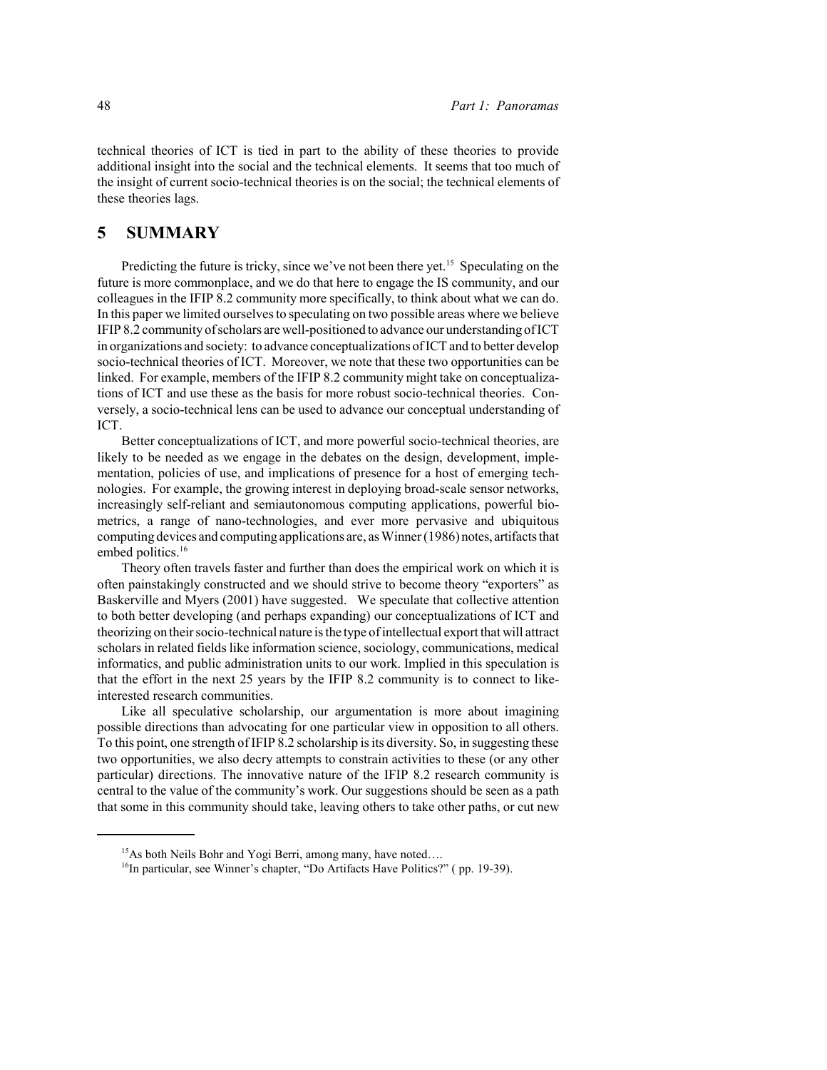technical theories of ICT is tied in part to the ability of these theories to provide additional insight into the social and the technical elements. It seems that too much of the insight of current socio-technical theories is on the social; the technical elements of these theories lags.

## 5 SUMMARY

Predicting the future is tricky, since we've not been there yet.[15] Speculating on the future is more commonplace, and we do that here to engage the IS community, and our colleagues in the IFIP 8.2 community more specifically, to think about what we can do. In this paper we limited ourselves to speculating on two possible areas where we believe IFIP 8.2 community of scholars are well-positioned to advance our understanding of ICT in organizations and society: to advance conceptualizations of ICT and to better develop socio-technical theories of ICT. Moreover, we note that these two opportunities can be linked. For example, members of the IFIP 8.2 community might take on conceptualizations of ICT and use these as the basis for more robust socio-technical theories. Conversely, a socio-technical lens can be used to advance our conceptual understanding of ICT.

Better conceptualizations of ICT, and more powerful socio-technical theories, are likely to be needed as we engage in the debates on the design, development, implementation, policies of use, and implications of presence for a host of emerging technologies. For example, the growing interest in deploying broad-scale sensor networks, increasingly self-reliant and semiautonomous computing applications, powerful biometrics, a range of nano-technologies, and ever more pervasive and ubiquitous computing devices and computing applications are, as Winner (1986) notes, artifacts that embed politics.[16]

Theory often travels faster and further than does the empirical work on which it is often painstakingly constructed and we should strive to become theory "exporters" as Baskerville and Myers (2001) have suggested. We speculate that collective attention to both better developing (and perhaps expanding) our conceptualizations of ICT and theorizing on their socio-technical nature is the type of intellectual export that will attract scholars in related fields like information science, sociology, communications, medical informatics, and public administration units to our work. Implied in this speculation is that the effort in the next 25 years by the IFIP 8.2 community is to connect to like-interested research communities.

Like all speculative scholarship, our argumentation is more about imagining possible directions than advocating for one particular view in opposition to all others. To this point, one strength of IFIP 8.2 scholarship is its diversity. So, in suggesting these two opportunities, we also decry attempts to constrain activities to these (or any other particular) directions. The innovative nature of the IFIP 8.2 research community is central to the value of the community's work. Our suggestions should be seen as a path that some in this community should take, leaving others to take other paths, or cut new

---

[15] As both Neils Bohr and Yogi Berri, among many, have noted….

[16] In particular, see Winner's chapter, "Do Artifacts Have Politics?" ( pp. 19-39).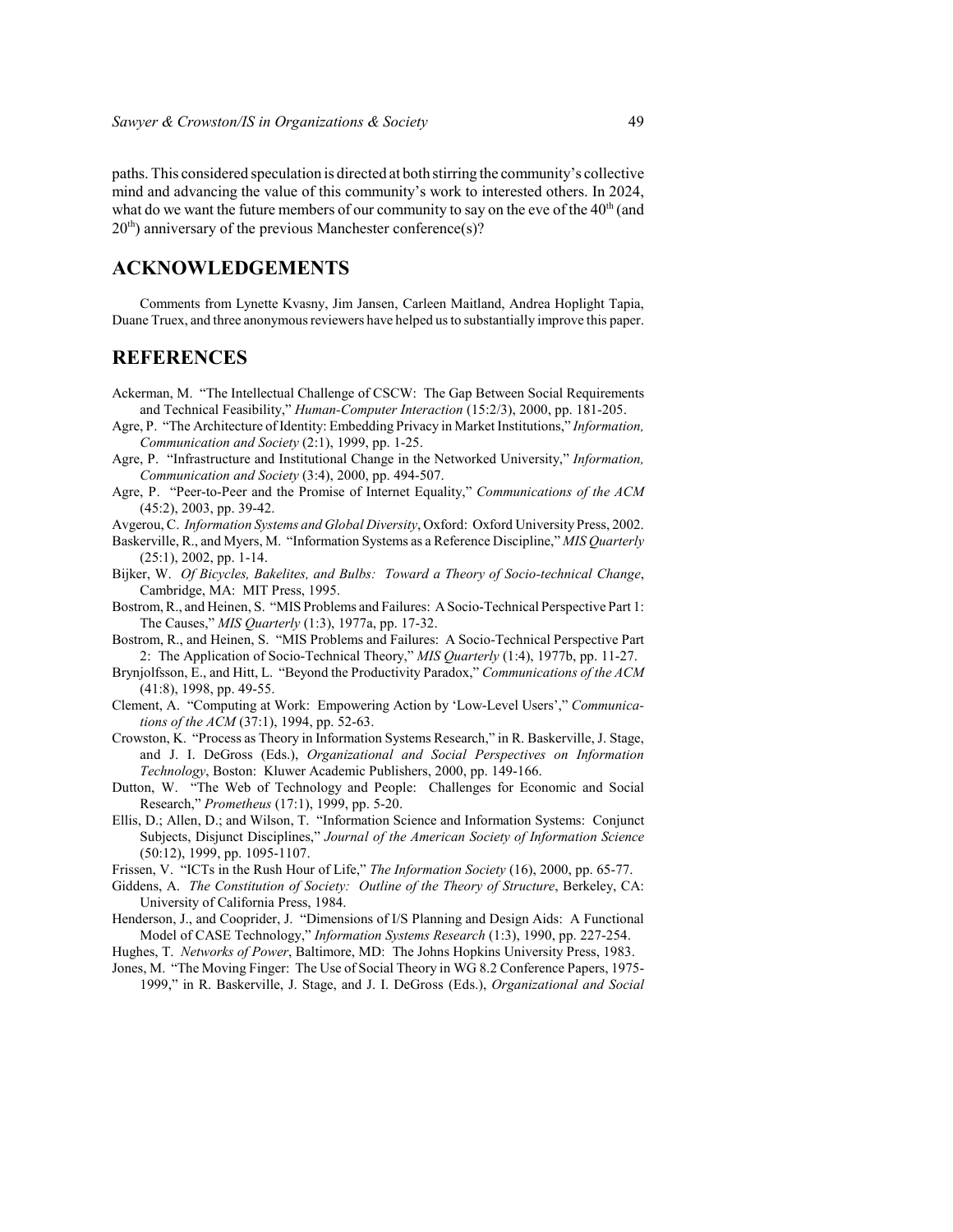paths. This considered speculation is directed at both stirring the community's collective mind and advancing the value of this community's work to interested others. In 2024, what do we want the future members of our community to say on the eve of the 40th (and 20th) anniversary of the previous Manchester conference(s)?

## ACKNOWLEDGEMENTS

Comments from Lynette Kvasny, Jim Jansen, Carleen Maitland, Andrea Hoplight Tapia, Duane Truex, and three anonymous reviewers have helped us to substantially improve this paper.

## REFERENCES

Ackerman, M. "The Intellectual Challenge of CSCW: The Gap Between Social Requirements and Technical Feasibility," *Human-Computer Interaction* (15:2/3), 2000, pp. 181-205.

Agre, P. "The Architecture of Identity: Embedding Privacy in Market Institutions," *Information, Communication and Society* (2:1), 1999, pp. 1-25.

Agre, P. "Infrastructure and Institutional Change in the Networked University," *Information, Communication and Society* (3:4), 2000, pp. 494-507.

Agre, P. "Peer-to-Peer and the Promise of Internet Equality," *Communications of the ACM* (45:2), 2003, pp. 39-42.

Avgerou, C. *Information Systems and Global Diversity*, Oxford: Oxford University Press, 2002.

Baskerville, R., and Myers, M. "Information Systems as a Reference Discipline," *MIS Quarterly* (25:1), 2002, pp. 1-14.

Bijker, W. *Of Bicycles, Bakelites, and Bulbs: Toward a Theory of Socio-technical Change*, Cambridge, MA: MIT Press, 1995.

Bostrom, R., and Heinen, S. "MIS Problems and Failures: A Socio-Technical Perspective Part 1: The Causes," *MIS Quarterly* (1:3), 1977a, pp. 17-32.

Bostrom, R., and Heinen, S. "MIS Problems and Failures: A Socio-Technical Perspective Part 2: The Application of Socio-Technical Theory," *MIS Quarterly* (1:4), 1977b, pp. 11-27.

Brynjolfsson, E., and Hitt, L. "Beyond the Productivity Paradox," *Communications of the ACM* (41:8), 1998, pp. 49-55.

Clement, A. "Computing at Work: Empowering Action by 'Low-Level Users'," *Communications of the ACM* (37:1), 1994, pp. 52-63.

Crowston, K. "Process as Theory in Information Systems Research," in R. Baskerville, J. Stage, and J. I. DeGross (Eds.), *Organizational and Social Perspectives on Information Technology*, Boston: Kluwer Academic Publishers, 2000, pp. 149-166.

Dutton, W. "The Web of Technology and People: Challenges for Economic and Social Research," *Prometheus* (17:1), 1999, pp. 5-20.

Ellis, D.; Allen, D.; and Wilson, T. "Information Science and Information Systems: Conjunct Subjects, Disjunct Disciplines," *Journal of the American Society of Information Science* (50:12), 1999, pp. 1095-1107.

Frissen, V. "ICTs in the Rush Hour of Life," *The Information Society* (16), 2000, pp. 65-77.

Giddens, A. *The Constitution of Society: Outline of the Theory of Structure*, Berkeley, CA: University of California Press, 1984.

Henderson, J., and Cooprider, J. "Dimensions of I/S Planning and Design Aids: A Functional Model of CASE Technology," *Information Systems Research* (1:3), 1990, pp. 227-254.

Hughes, T. *Networks of Power*, Baltimore, MD: The Johns Hopkins University Press, 1983.

Jones, M. "The Moving Finger: The Use of Social Theory in WG 8.2 Conference Papers, 1975-1999," in R. Baskerville, J. Stage, and J. I. DeGross (Eds.), *Organizational and Social*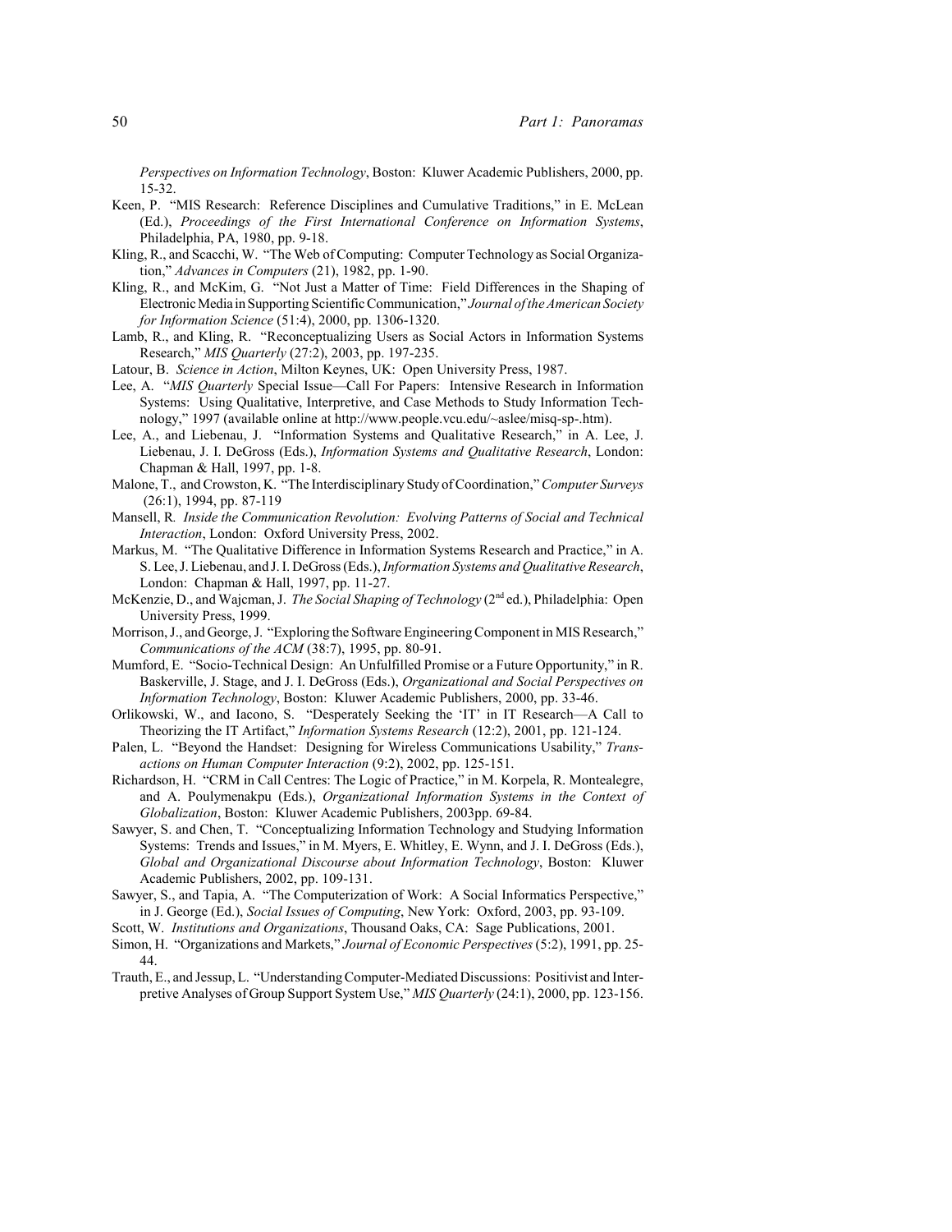*Perspectives on Information Technology*, Boston: Kluwer Academic Publishers, 2000, pp. 15-32.

Keen, P. "MIS Research: Reference Disciplines and Cumulative Traditions," in E. McLean (Ed.), *Proceedings of the First International Conference on Information Systems*, Philadelphia, PA, 1980, pp. 9-18.

Kling, R., and Scacchi, W. "The Web of Computing: Computer Technology as Social Organization," *Advances in Computers* (21), 1982, pp. 1-90.

Kling, R., and McKim, G. "Not Just a Matter of Time: Field Differences in the Shaping of Electronic Media in Supporting Scientific Communication," *Journal of the American Society for Information Science* (51:4), 2000, pp. 1306-1320.

Lamb, R., and Kling, R. "Reconceptualizing Users as Social Actors in Information Systems Research," *MIS Quarterly* (27:2), 2003, pp. 197-235.

Latour, B. *Science in Action*, Milton Keynes, UK: Open University Press, 1987.

Lee, A. "*MIS Quarterly* Special Issue—Call For Papers: Intensive Research in Information Systems: Using Qualitative, Interpretive, and Case Methods to Study Information Technology," 1997 (available online at http://www.people.vcu.edu/~aslee/misq-sp-.htm).

Lee, A., and Liebenau, J. "Information Systems and Qualitative Research," in A. Lee, J. Liebenau, J. I. DeGross (Eds.), *Information Systems and Qualitative Research*, London: Chapman & Hall, 1997, pp. 1-8.

Malone, T., and Crowston, K. "The Interdisciplinary Study of Coordination," *Computer Surveys* (26:1), 1994, pp. 87-119

Mansell, R*. Inside the Communication Revolution: Evolving Patterns of Social and Technical Interaction*, London: Oxford University Press, 2002.

Markus, M. "The Qualitative Difference in Information Systems Research and Practice," in A. S. Lee, J. Liebenau, and J. I. DeGross (Eds.), *Information Systems and Qualitative Research*, London: Chapman & Hall, 1997, pp. 11-27.

McKenzie, D., and Wajcman, J. *The Social Shaping of Technology* (2nd ed.), Philadelphia: Open University Press, 1999.

Morrison, J., and George, J. "Exploring the Software Engineering Component in MIS Research," *Communications of the ACM* (38:7), 1995, pp. 80-91.

Mumford, E. "Socio-Technical Design: An Unfulfilled Promise or a Future Opportunity," in R. Baskerville, J. Stage, and J. I. DeGross (Eds.), *Organizational and Social Perspectives on Information Technology*, Boston: Kluwer Academic Publishers, 2000, pp. 33-46.

Orlikowski, W., and Iacono, S. "Desperately Seeking the 'IT' in IT Research—A Call to Theorizing the IT Artifact," *Information Systems Research* (12:2), 2001, pp. 121-124.

Palen, L. "Beyond the Handset: Designing for Wireless Communications Usability," *Transactions on Human Computer Interaction* (9:2), 2002, pp. 125-151.

Richardson, H. "CRM in Call Centres: The Logic of Practice," in M. Korpela, R. Montealegre, and A. Poulymenakpu (Eds.), *Organizational Information Systems in the Context of Globalization*, Boston: Kluwer Academic Publishers, 2003pp. 69-84.

Sawyer, S. and Chen, T. "Conceptualizing Information Technology and Studying Information Systems: Trends and Issues," in M. Myers, E. Whitley, E. Wynn, and J. I. DeGross (Eds.), *Global and Organizational Discourse about Information Technology*, Boston: Kluwer Academic Publishers, 2002, pp. 109-131.

Sawyer, S., and Tapia, A. "The Computerization of Work: A Social Informatics Perspective," in J. George (Ed.), *Social Issues of Computing*, New York: Oxford, 2003, pp. 93-109.

Scott, W. *Institutions and Organizations*, Thousand Oaks, CA: Sage Publications, 2001.

Simon, H. "Organizations and Markets," *Journal of Economic Perspectives* (5:2), 1991, pp. 25-44.

Trauth, E., and Jessup, L. "Understanding Computer-Mediated Discussions: Positivist and Interpretive Analyses of Group Support System Use," *MIS Quarterly* (24:1), 2000, pp. 123-156.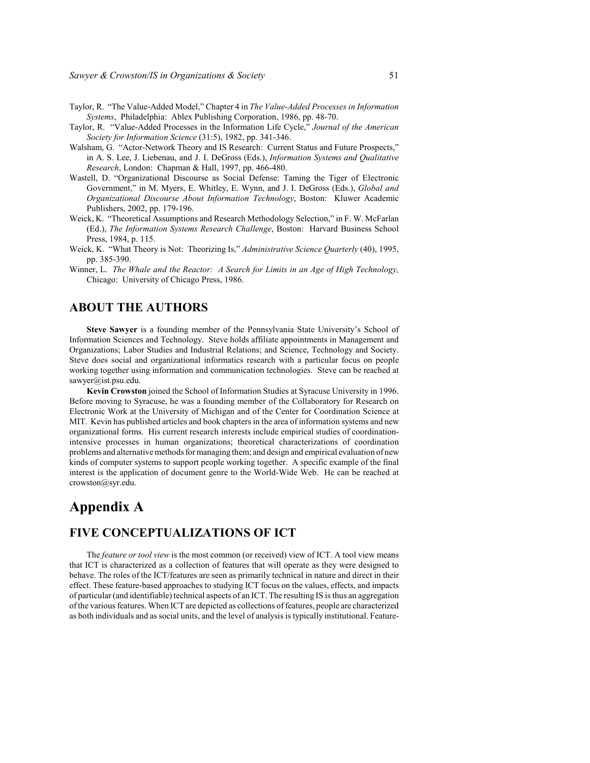Taylor, R. "The Value-Added Model," Chapter 4 in *The Value-Added Processes in Information Systems*, Philadelphia: Ablex Publishing Corporation, 1986, pp. 48-70.

Taylor, R. "Value-Added Processes in the Information Life Cycle," *Journal of the American Society for Information Science* (31:5), 1982, pp. 341-346.

Walsham, G. "Actor-Network Theory and IS Research: Current Status and Future Prospects," in A. S. Lee, J. Liebenau, and J. I. DeGross (Eds.), *Information Systems and Qualitative Research*, London: Chapman & Hall, 1997, pp. 466-480.

Wastell, D. "Organizational Discourse as Social Defense: Taming the Tiger of Electronic Government," in M. Myers, E. Whitley, E. Wynn, and J. I. DeGross (Eds.), *Global and Organizational Discourse About Information Technology*, Boston: Kluwer Academic Publishers, 2002, pp. 179-196.

Weick, K. "Theoretical Assumptions and Research Methodology Selection," in F. W. McFarlan (Ed.), *The Information Systems Research Challenge*, Boston: Harvard Business School Press, 1984, p. 115.

Weick, K. "What Theory is Not: Theorizing Is," *Administrative Science Quarterly* (40), 1995, pp. 385-390.

Winner, L. *The Whale and the Reactor: A Search for Limits in an Age of High Technology,* Chicago: University of Chicago Press, 1986.

## ABOUT THE AUTHORS

**Steve Sawyer** is a founding member of the Pennsylvania State University's School of Information Sciences and Technology. Steve holds affiliate appointments in Management and Organizations; Labor Studies and Industrial Relations; and Science, Technology and Society. Steve does social and organizational informatics research with a particular focus on people working together using information and communication technologies. Steve can be reached at sawyer@ist.psu.edu.

**Kevin Crowston** joined the School of Information Studies at Syracuse University in 1996. Before moving to Syracuse, he was a founding member of the Collaboratory for Research on Electronic Work at the University of Michigan and of the Center for Coordination Science at MIT. Kevin has published articles and book chapters in the area of information systems and new organizational forms. His current research interests include empirical studies of coordination-intensive processes in human organizations; theoretical characterizations of coordination problems and alternative methods for managing them; and design and empirical evaluation of new kinds of computer systems to support people working together. A specific example of the final interest is the application of document genre to the World-Wide Web. He can be reached at crowston@syr.edu.

# Appendix A

## FIVE CONCEPTUALIZATIONS OF ICT

The *feature or tool view* is the most common (or received) view of ICT. A tool view means that ICT is characterized as a collection of features that will operate as they were designed to behave. The roles of the ICT/features are seen as primarily technical in nature and direct in their effect. These feature-based approaches to studying ICT focus on the values, effects, and impacts of particular (and identifiable) technical aspects of an ICT. The resulting IS is thus an aggregation of the various features. When ICT are depicted as collections of features, people are characterized as both individuals and as social units, and the level of analysis is typically institutional. Feature-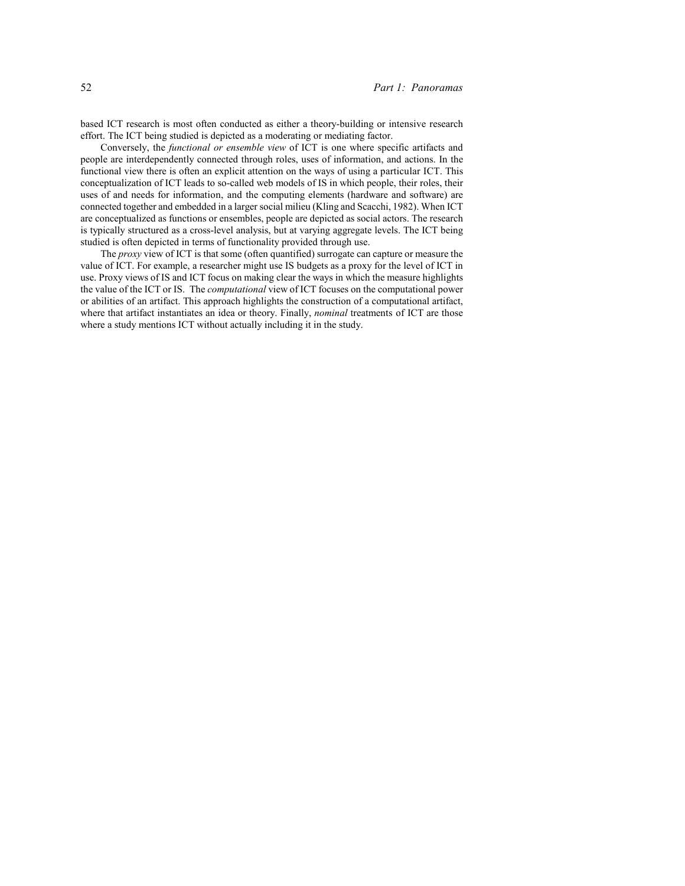based ICT research is most often conducted as either a theory-building or intensive research effort. The ICT being studied is depicted as a moderating or mediating factor.

Conversely, the *functional or ensemble view* of ICT is one where specific artifacts and people are interdependently connected through roles, uses of information, and actions. In the functional view there is often an explicit attention on the ways of using a particular ICT. This conceptualization of ICT leads to so-called web models of IS in which people, their roles, their uses of and needs for information, and the computing elements (hardware and software) are connected together and embedded in a larger social milieu (Kling and Scacchi, 1982). When ICT are conceptualized as functions or ensembles, people are depicted as social actors. The research is typically structured as a cross-level analysis, but at varying aggregate levels. The ICT being studied is often depicted in terms of functionality provided through use.

The *proxy* view of ICT is that some (often quantified) surrogate can capture or measure the value of ICT. For example, a researcher might use IS budgets as a proxy for the level of ICT in use. Proxy views of IS and ICT focus on making clear the ways in which the measure highlights the value of the ICT or IS. The *computational* view of ICT focuses on the computational power or abilities of an artifact. This approach highlights the construction of a computational artifact, where that artifact instantiates an idea or theory. Finally, *nominal* treatments of ICT are those where a study mentions ICT without actually including it in the study.